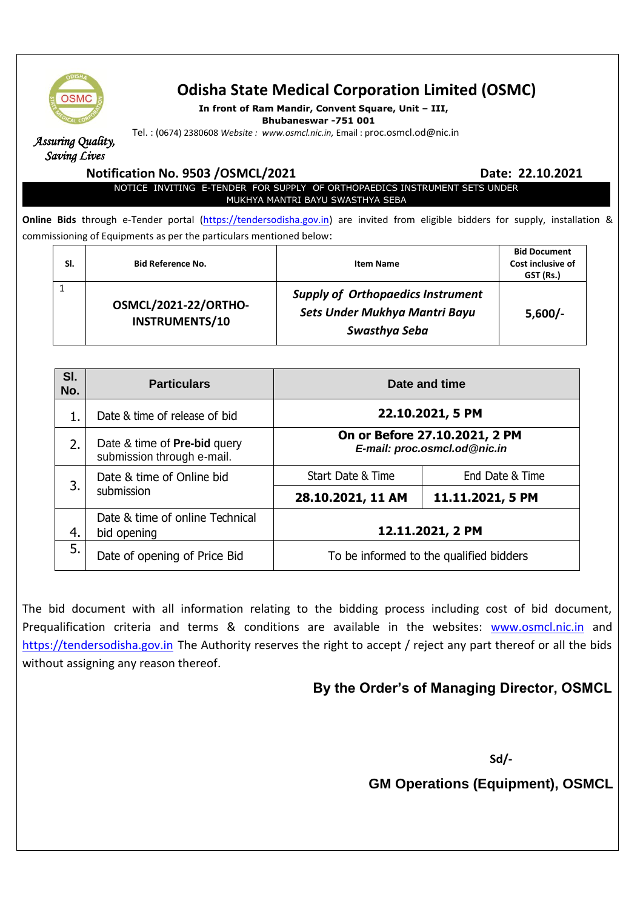# Odisha State Medical Corporation Limited (OSMC)

**In front of Ram Mandir, Convent Square, Unit – III,**
**Bhubaneswar -751 001**

Tel. : (0674) 2380608 *Website : www.osmcl.nic.in,* Email : proc.osmcl.od@nic.in

*Assuring Quality, Saving Lives*

**Notification No. 9503 /OSMCL/2021** **Date: 22.10.2021**

NOTICE INVITING E-TENDER FOR SUPPLY OF ORTHOPAEDICS INSTRUMENT SETS UNDER MUKHYA MANTRI BAYU SWASTHYA SEBA

**Online Bids** through e-Tender portal (https://tendersodisha.gov.in) are invited from eligible bidders for supply, installation & commissioning of Equipments as per the particulars mentioned below:

| Sl. | Bid Reference No. | Item Name | Bid Document Cost inclusive of GST (Rs.) |
|---|---|---|---|
| 1 | **OSMCL/2021-22/ORTHO-INSTRUMENTS/10** | ***Supply of Orthopaedics Instrument Sets Under Mukhya Mantri Bayu Swasthya Seba*** | **5,600/-** |

| Sl. No. | Particulars | Date and time | |
|---|---|---|---|
| 1. | Date & time of release of bid | **22.10.2021, 5 PM** | |
| 2. | Date & time of **Pre-bid** query submission through e-mail. | **On or Before 27.10.2021, 2 PM** *E-mail: proc.osmcl.od@nic.in* | |
| 3. | Date & time of Online bid submission | Start Date & Time | End Date & Time |
| | | **28.10.2021, 11 AM** | **11.11.2021, 5 PM** |
| 4. | Date & time of online Technical bid opening | **12.11.2021, 2 PM** | |
| 5. | Date of opening of Price Bid | To be informed to the qualified bidders | |

The bid document with all information relating to the bidding process including cost of bid document, Prequalification criteria and terms & conditions are available in the websites: www.osmcl.nic.in and https://tendersodisha.gov.in The Authority reserves the right to accept / reject any part thereof or all the bids without assigning any reason thereof.

**By the Order's of Managing Director, OSMCL**

**Sd/-**

**GM Operations (Equipment), OSMCL**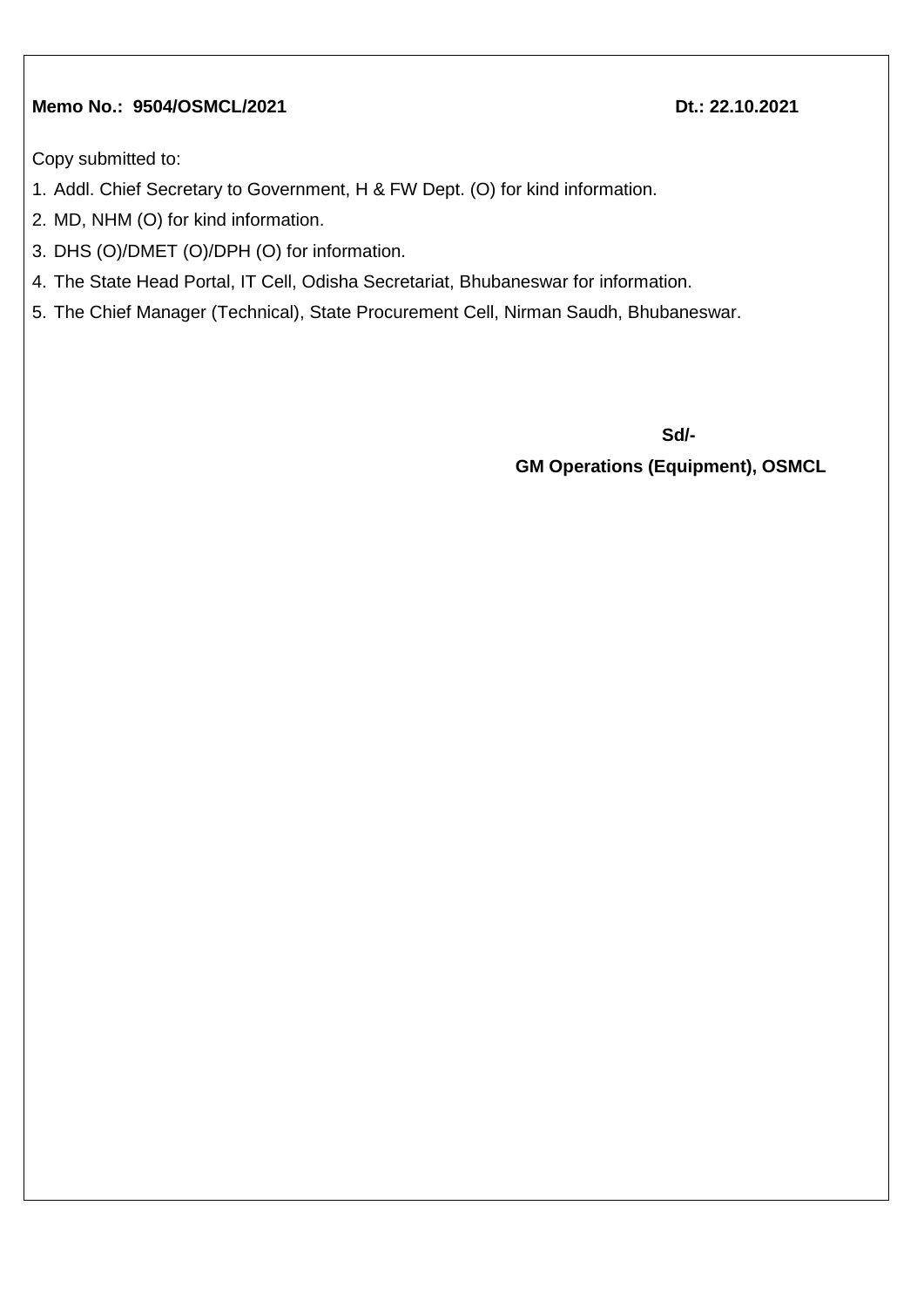**Memo No.: 9504/OSMCL/2021** **Dt.: 22.10.2021**

Copy submitted to:

1. Addl. Chief Secretary to Government, H & FW Dept. (O) for kind information.
2. MD, NHM (O) for kind information.
3. DHS (O)/DMET (O)/DPH (O) for information.
4. The State Head Portal, IT Cell, Odisha Secretariat, Bhubaneswar for information.
5. The Chief Manager (Technical), State Procurement Cell, Nirman Saudh, Bhubaneswar.

**Sd/-**

**GM Operations (Equipment), OSMCL**